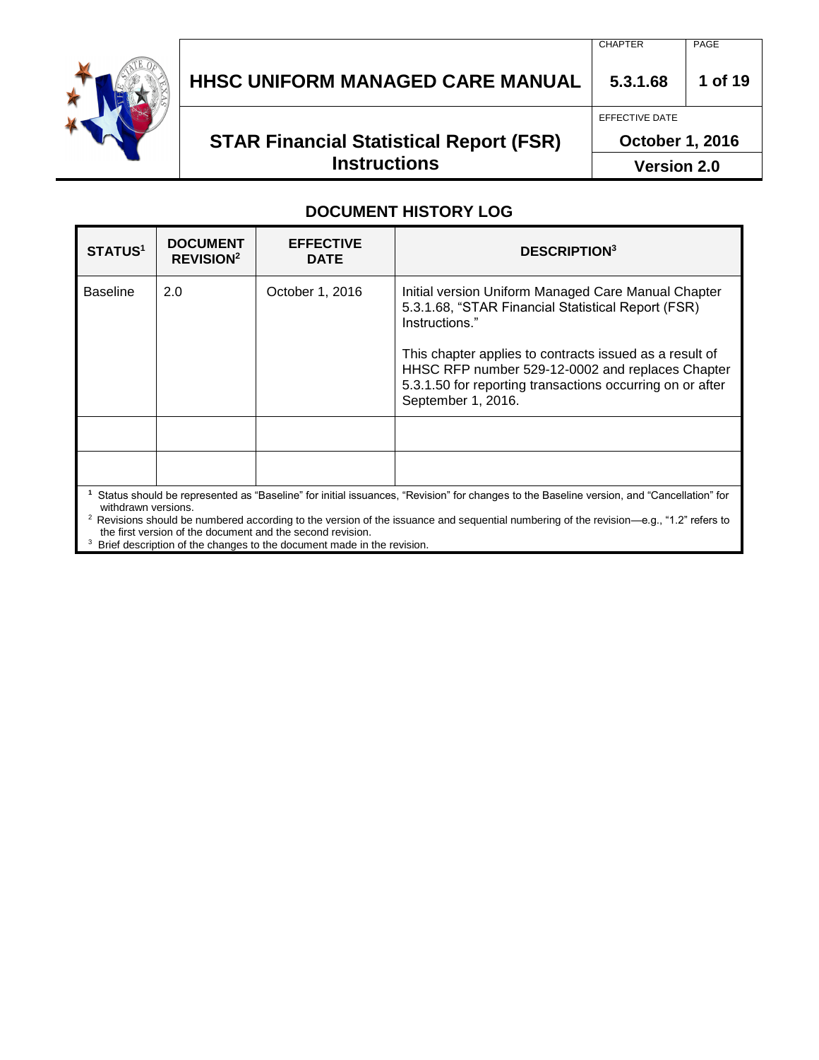# HHSC UNIFORM MANAGED CARE MANUAL

| CHAPTER | PAGE |
|---|---|
| 5.3.1.68 | 1 of 19 |

## STAR Financial Statistical Report (FSR) Instructions

EFFECTIVE DATE: October 1, 2016

Version 2.0

## DOCUMENT HISTORY LOG

| STATUS[1] | DOCUMENT REVISION[2] | EFFECTIVE DATE | DESCRIPTION[3] |
|---|---|---|---|
| Baseline | 2.0 | October 1, 2016 | Initial version Uniform Managed Care Manual Chapter 5.3.1.68, "STAR Financial Statistical Report (FSR) Instructions."<br><br>This chapter applies to contracts issued as a result of HHSC RFP number 529-12-0002 and replaces Chapter 5.3.1.50 for reporting transactions occurring on or after September 1, 2016. |
| | | | |
| | | | |

[1] Status should be represented as "Baseline" for initial issuances, "Revision" for changes to the Baseline version, and "Cancellation" for withdrawn versions.

[2] Revisions should be numbered according to the version of the issuance and sequential numbering of the revision—e.g., "1.2" refers to the first version of the document and the second revision.

[3] Brief description of the changes to the document made in the revision.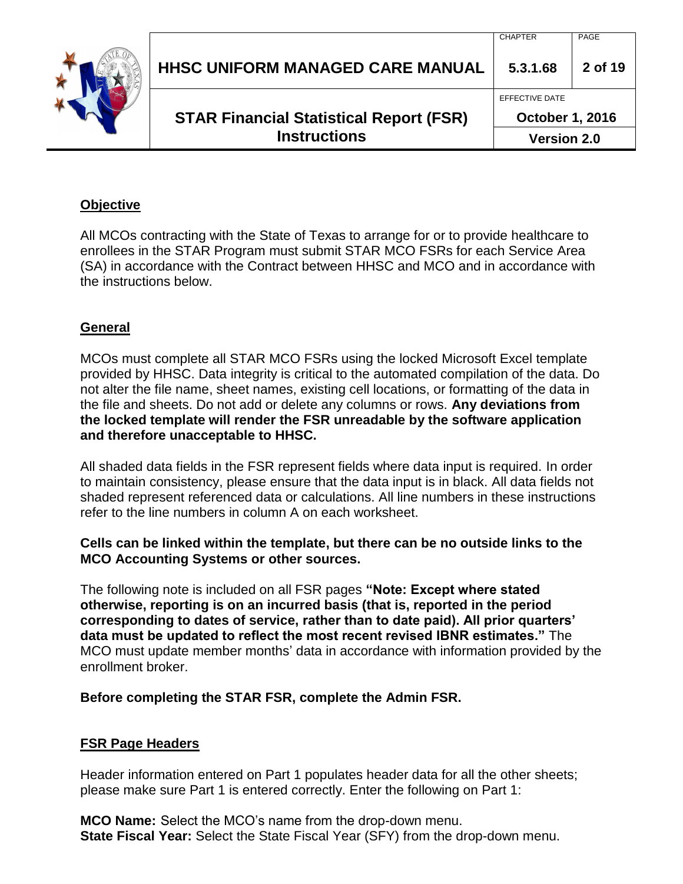## Objective

All MCOs contracting with the State of Texas to arrange for or to provide healthcare to enrollees in the STAR Program must submit STAR MCO FSRs for each Service Area (SA) in accordance with the Contract between HHSC and MCO and in accordance with the instructions below.

## General

MCOs must complete all STAR MCO FSRs using the locked Microsoft Excel template provided by HHSC. Data integrity is critical to the automated compilation of the data. Do not alter the file name, sheet names, existing cell locations, or formatting of the data in the file and sheets. Do not add or delete any columns or rows. **Any deviations from the locked template will render the FSR unreadable by the software application and therefore unacceptable to HHSC.**

All shaded data fields in the FSR represent fields where data input is required. In order to maintain consistency, please ensure that the data input is in black. All data fields not shaded represent referenced data or calculations. All line numbers in these instructions refer to the line numbers in column A on each worksheet.

**Cells can be linked within the template, but there can be no outside links to the MCO Accounting Systems or other sources.**

The following note is included on all FSR pages **"Note: Except where stated otherwise, reporting is on an incurred basis (that is, reported in the period corresponding to dates of service, rather than to date paid). All prior quarters' data must be updated to reflect the most recent revised IBNR estimates."** The MCO must update member months' data in accordance with information provided by the enrollment broker.

**Before completing the STAR FSR, complete the Admin FSR.**

## FSR Page Headers

Header information entered on Part 1 populates header data for all the other sheets; please make sure Part 1 is entered correctly. Enter the following on Part 1:

**MCO Name:** Select the MCO's name from the drop-down menu.
**State Fiscal Year:** Select the State Fiscal Year (SFY) from the drop-down menu.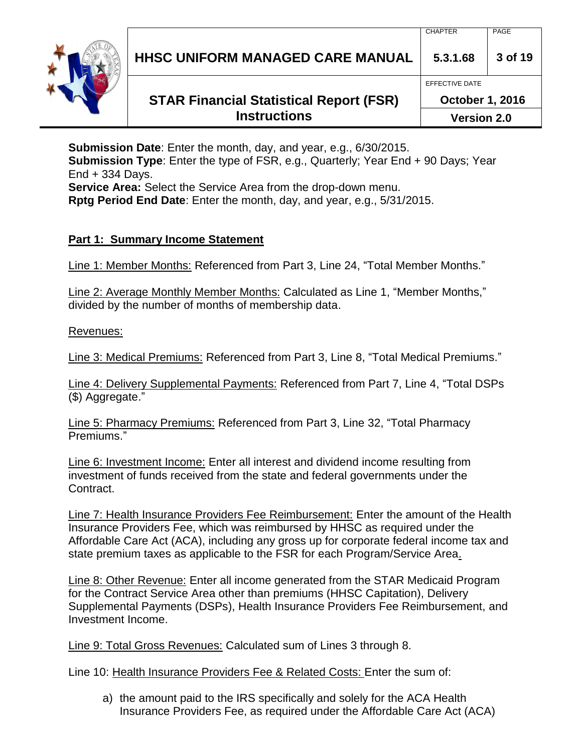**Submission Date**: Enter the month, day, and year, e.g., 6/30/2015.
**Submission Type**: Enter the type of FSR, e.g., Quarterly; Year End + 90 Days; Year End + 334 Days.
**Service Area:** Select the Service Area from the drop-down menu.
**Rptg Period End Date**: Enter the month, day, and year, e.g., 5/31/2015.

## Part 1: Summary Income Statement

Line 1: Member Months: Referenced from Part 3, Line 24, "Total Member Months."

Line 2: Average Monthly Member Months: Calculated as Line 1, "Member Months," divided by the number of months of membership data.

Revenues:

Line 3: Medical Premiums: Referenced from Part 3, Line 8, "Total Medical Premiums."

Line 4: Delivery Supplemental Payments: Referenced from Part 7, Line 4, "Total DSPs ($) Aggregate."

Line 5: Pharmacy Premiums: Referenced from Part 3, Line 32, "Total Pharmacy Premiums."

Line 6: Investment Income: Enter all interest and dividend income resulting from investment of funds received from the state and federal governments under the Contract.

Line 7: Health Insurance Providers Fee Reimbursement: Enter the amount of the Health Insurance Providers Fee, which was reimbursed by HHSC as required under the Affordable Care Act (ACA), including any gross up for corporate federal income tax and state premium taxes as applicable to the FSR for each Program/Service Area.

Line 8: Other Revenue: Enter all income generated from the STAR Medicaid Program for the Contract Service Area other than premiums (HHSC Capitation), Delivery Supplemental Payments (DSPs), Health Insurance Providers Fee Reimbursement, and Investment Income.

Line 9: Total Gross Revenues: Calculated sum of Lines 3 through 8.

Line 10: Health Insurance Providers Fee & Related Costs: Enter the sum of:

a) the amount paid to the IRS specifically and solely for the ACA Health Insurance Providers Fee, as required under the Affordable Care Act (ACA)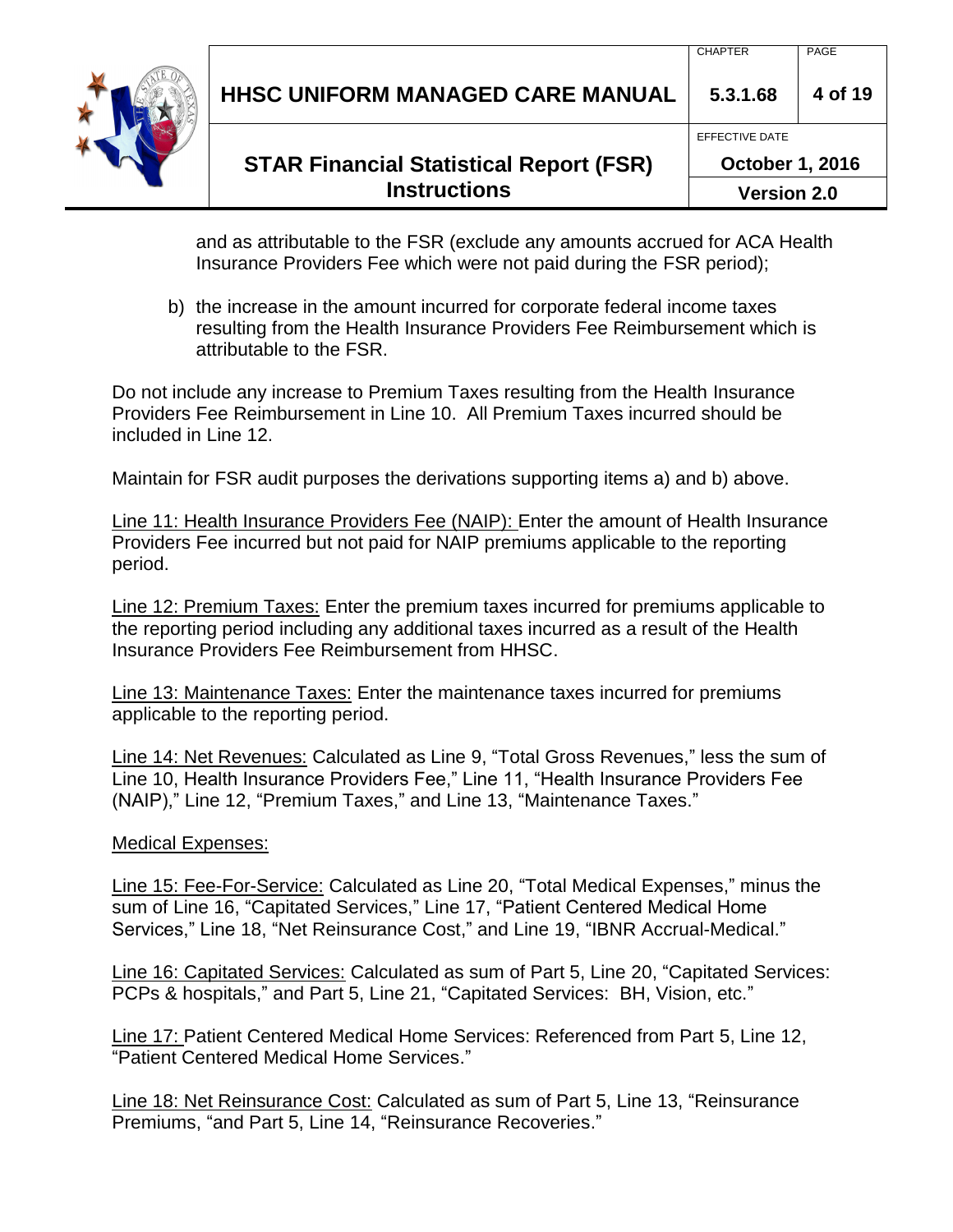and as attributable to the FSR (exclude any amounts accrued for ACA Health Insurance Providers Fee which were not paid during the FSR period);

b) the increase in the amount incurred for corporate federal income taxes resulting from the Health Insurance Providers Fee Reimbursement which is attributable to the FSR.

Do not include any increase to Premium Taxes resulting from the Health Insurance Providers Fee Reimbursement in Line 10. All Premium Taxes incurred should be included in Line 12.

Maintain for FSR audit purposes the derivations supporting items a) and b) above.

Line 11: Health Insurance Providers Fee (NAIP): Enter the amount of Health Insurance Providers Fee incurred but not paid for NAIP premiums applicable to the reporting period.

Line 12: Premium Taxes: Enter the premium taxes incurred for premiums applicable to the reporting period including any additional taxes incurred as a result of the Health Insurance Providers Fee Reimbursement from HHSC.

Line 13: Maintenance Taxes: Enter the maintenance taxes incurred for premiums applicable to the reporting period.

Line 14: Net Revenues: Calculated as Line 9, "Total Gross Revenues," less the sum of Line 10, Health Insurance Providers Fee," Line 11, "Health Insurance Providers Fee (NAIP)," Line 12, "Premium Taxes," and Line 13, "Maintenance Taxes."

Medical Expenses:

Line 15: Fee-For-Service: Calculated as Line 20, "Total Medical Expenses," minus the sum of Line 16, "Capitated Services," Line 17, "Patient Centered Medical Home Services," Line 18, "Net Reinsurance Cost," and Line 19, "IBNR Accrual-Medical."

Line 16: Capitated Services: Calculated as sum of Part 5, Line 20, "Capitated Services: PCPs & hospitals," and Part 5, Line 21, "Capitated Services: BH, Vision, etc."

Line 17: Patient Centered Medical Home Services: Referenced from Part 5, Line 12, "Patient Centered Medical Home Services."

Line 18: Net Reinsurance Cost: Calculated as sum of Part 5, Line 13, "Reinsurance Premiums, "and Part 5, Line 14, "Reinsurance Recoveries."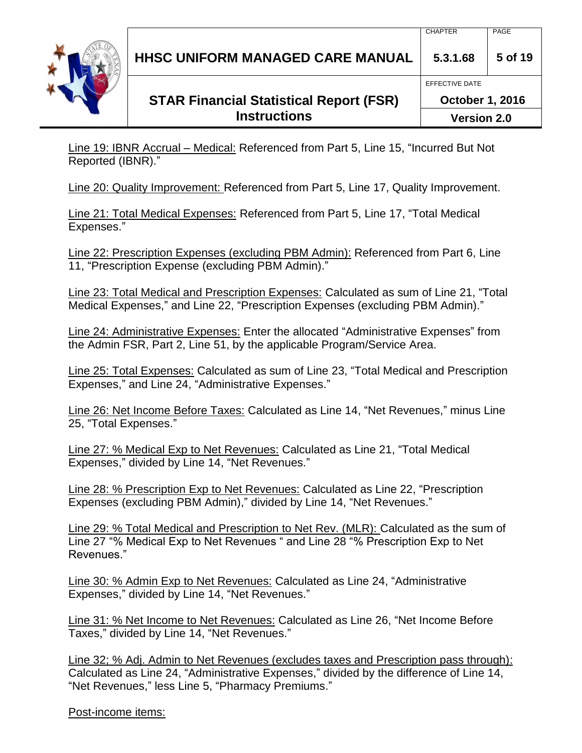<u>Line 19: IBNR Accrual – Medical:</u> Referenced from Part 5, Line 15, "Incurred But Not Reported (IBNR)."

<u>Line 20: Quality Improvement:</u> Referenced from Part 5, Line 17, Quality Improvement.

<u>Line 21: Total Medical Expenses:</u> Referenced from Part 5, Line 17, "Total Medical Expenses."

<u>Line 22: Prescription Expenses (excluding PBM Admin):</u> Referenced from Part 6, Line 11, "Prescription Expense (excluding PBM Admin)."

<u>Line 23: Total Medical and Prescription Expenses:</u> Calculated as sum of Line 21, "Total Medical Expenses," and Line 22, "Prescription Expenses (excluding PBM Admin)."

<u>Line 24: Administrative Expenses:</u> Enter the allocated "Administrative Expenses" from the Admin FSR, Part 2, Line 51, by the applicable Program/Service Area.

<u>Line 25: Total Expenses:</u> Calculated as sum of Line 23, "Total Medical and Prescription Expenses," and Line 24, "Administrative Expenses."

<u>Line 26: Net Income Before Taxes:</u> Calculated as Line 14, "Net Revenues," minus Line 25, "Total Expenses."

<u>Line 27: % Medical Exp to Net Revenues:</u> Calculated as Line 21, "Total Medical Expenses," divided by Line 14, "Net Revenues."

<u>Line 28: % Prescription Exp to Net Revenues:</u> Calculated as Line 22, "Prescription Expenses (excluding PBM Admin)," divided by Line 14, "Net Revenues."

<u>Line 29: % Total Medical and Prescription to Net Rev. (MLR):</u> Calculated as the sum of Line 27 "% Medical Exp to Net Revenues " and Line 28 "% Prescription Exp to Net Revenues."

<u>Line 30: % Admin Exp to Net Revenues:</u> Calculated as Line 24, "Administrative Expenses," divided by Line 14, "Net Revenues."

<u>Line 31: % Net Income to Net Revenues:</u> Calculated as Line 26, "Net Income Before Taxes," divided by Line 14, "Net Revenues."

<u>Line 32; % Adj. Admin to Net Revenues (excludes taxes and Prescription pass through):</u> Calculated as Line 24, "Administrative Expenses," divided by the difference of Line 14, "Net Revenues," less Line 5, "Pharmacy Premiums."

<u>Post-income items:</u>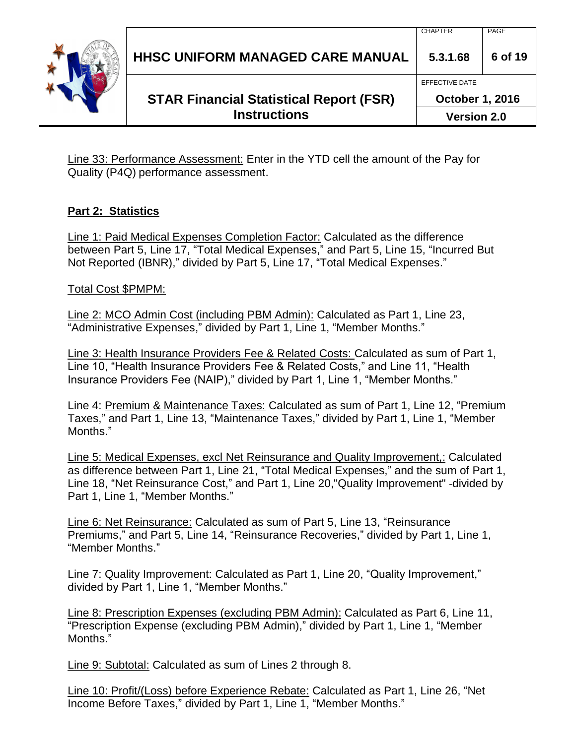Line 33: Performance Assessment: Enter in the YTD cell the amount of the Pay for Quality (P4Q) performance assessment.

## Part 2: Statistics

Line 1: Paid Medical Expenses Completion Factor: Calculated as the difference between Part 5, Line 17, "Total Medical Expenses," and Part 5, Line 15, "Incurred But Not Reported (IBNR)," divided by Part 5, Line 17, "Total Medical Expenses."

Total Cost $PMPM:

Line 2: MCO Admin Cost (including PBM Admin): Calculated as Part 1, Line 23, "Administrative Expenses," divided by Part 1, Line 1, "Member Months."

Line 3: Health Insurance Providers Fee & Related Costs: Calculated as sum of Part 1, Line 10, "Health Insurance Providers Fee & Related Costs," and Line 11, "Health Insurance Providers Fee (NAIP)," divided by Part 1, Line 1, "Member Months."

Line 4: Premium & Maintenance Taxes: Calculated as sum of Part 1, Line 12, "Premium Taxes," and Part 1, Line 13, "Maintenance Taxes," divided by Part 1, Line 1, "Member Months."

Line 5: Medical Expenses, excl Net Reinsurance and Quality Improvement,: Calculated as difference between Part 1, Line 21, "Total Medical Expenses," and the sum of Part 1, Line 18, "Net Reinsurance Cost," and Part 1, Line 20,"Quality Improvement" divided by Part 1, Line 1, "Member Months."

Line 6: Net Reinsurance: Calculated as sum of Part 5, Line 13, "Reinsurance Premiums," and Part 5, Line 14, "Reinsurance Recoveries," divided by Part 1, Line 1, "Member Months."

Line 7: Quality Improvement: Calculated as Part 1, Line 20, "Quality Improvement," divided by Part 1, Line 1, "Member Months."

Line 8: Prescription Expenses (excluding PBM Admin): Calculated as Part 6, Line 11, "Prescription Expense (excluding PBM Admin)," divided by Part 1, Line 1, "Member Months."

Line 9: Subtotal: Calculated as sum of Lines 2 through 8.

Line 10: Profit/(Loss) before Experience Rebate: Calculated as Part 1, Line 26, "Net Income Before Taxes," divided by Part 1, Line 1, "Member Months."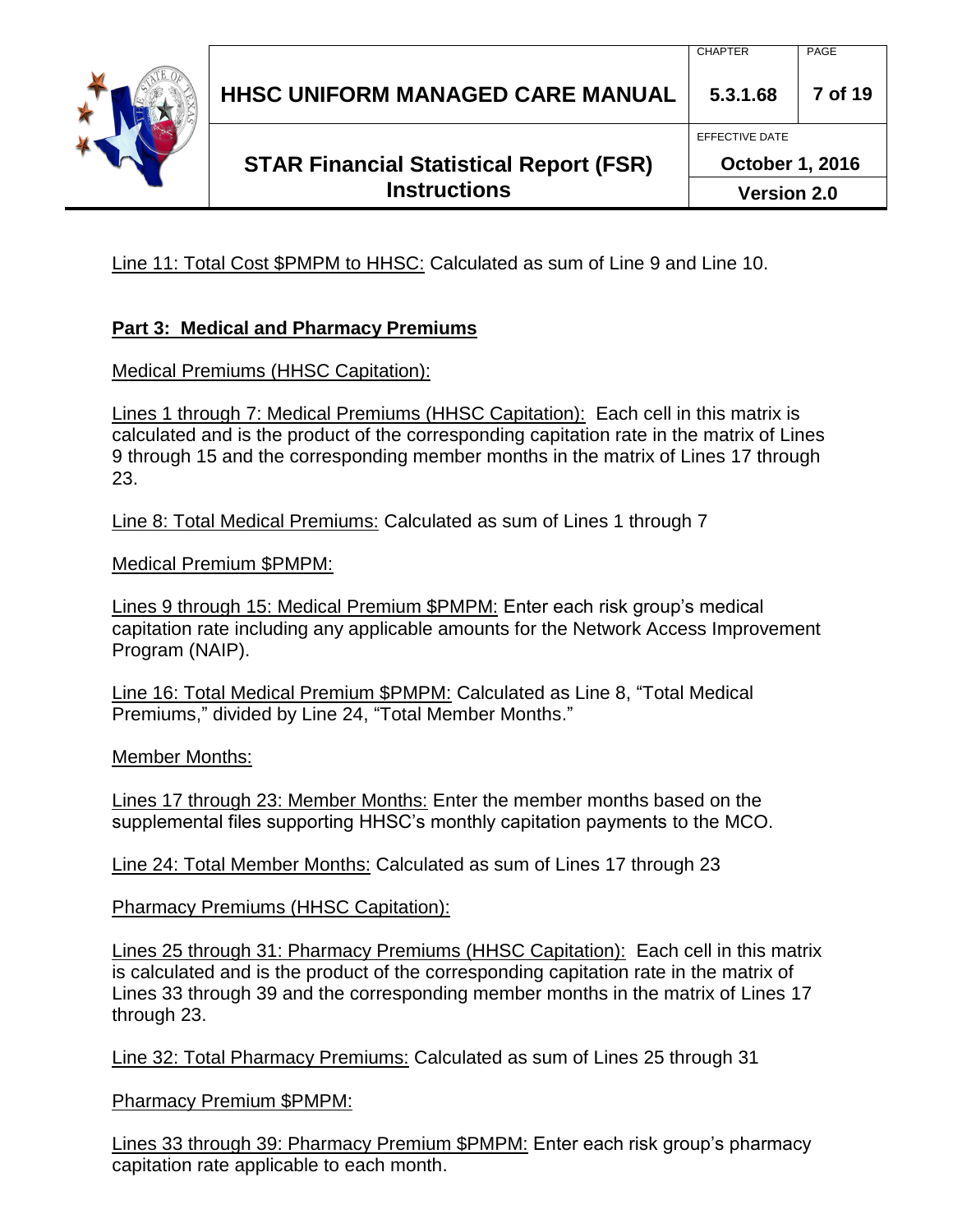Line 11: Total Cost $PMPM to HHSC: Calculated as sum of Line 9 and Line 10.

**Part 3: Medical and Pharmacy Premiums**

Medical Premiums (HHSC Capitation):

Lines 1 through 7: Medical Premiums (HHSC Capitation): Each cell in this matrix is calculated and is the product of the corresponding capitation rate in the matrix of Lines 9 through 15 and the corresponding member months in the matrix of Lines 17 through 23.

Line 8: Total Medical Premiums: Calculated as sum of Lines 1 through 7

Medical Premium $PMPM:

Lines 9 through 15: Medical Premium $PMPM: Enter each risk group's medical capitation rate including any applicable amounts for the Network Access Improvement Program (NAIP).

Line 16: Total Medical Premium $PMPM: Calculated as Line 8, "Total Medical Premiums," divided by Line 24, "Total Member Months."

Member Months:

Lines 17 through 23: Member Months: Enter the member months based on the supplemental files supporting HHSC's monthly capitation payments to the MCO.

Line 24: Total Member Months: Calculated as sum of Lines 17 through 23

Pharmacy Premiums (HHSC Capitation):

Lines 25 through 31: Pharmacy Premiums (HHSC Capitation): Each cell in this matrix is calculated and is the product of the corresponding capitation rate in the matrix of Lines 33 through 39 and the corresponding member months in the matrix of Lines 17 through 23.

Line 32: Total Pharmacy Premiums: Calculated as sum of Lines 25 through 31

Pharmacy Premium $PMPM:

Lines 33 through 39: Pharmacy Premium $PMPM: Enter each risk group's pharmacy capitation rate applicable to each month.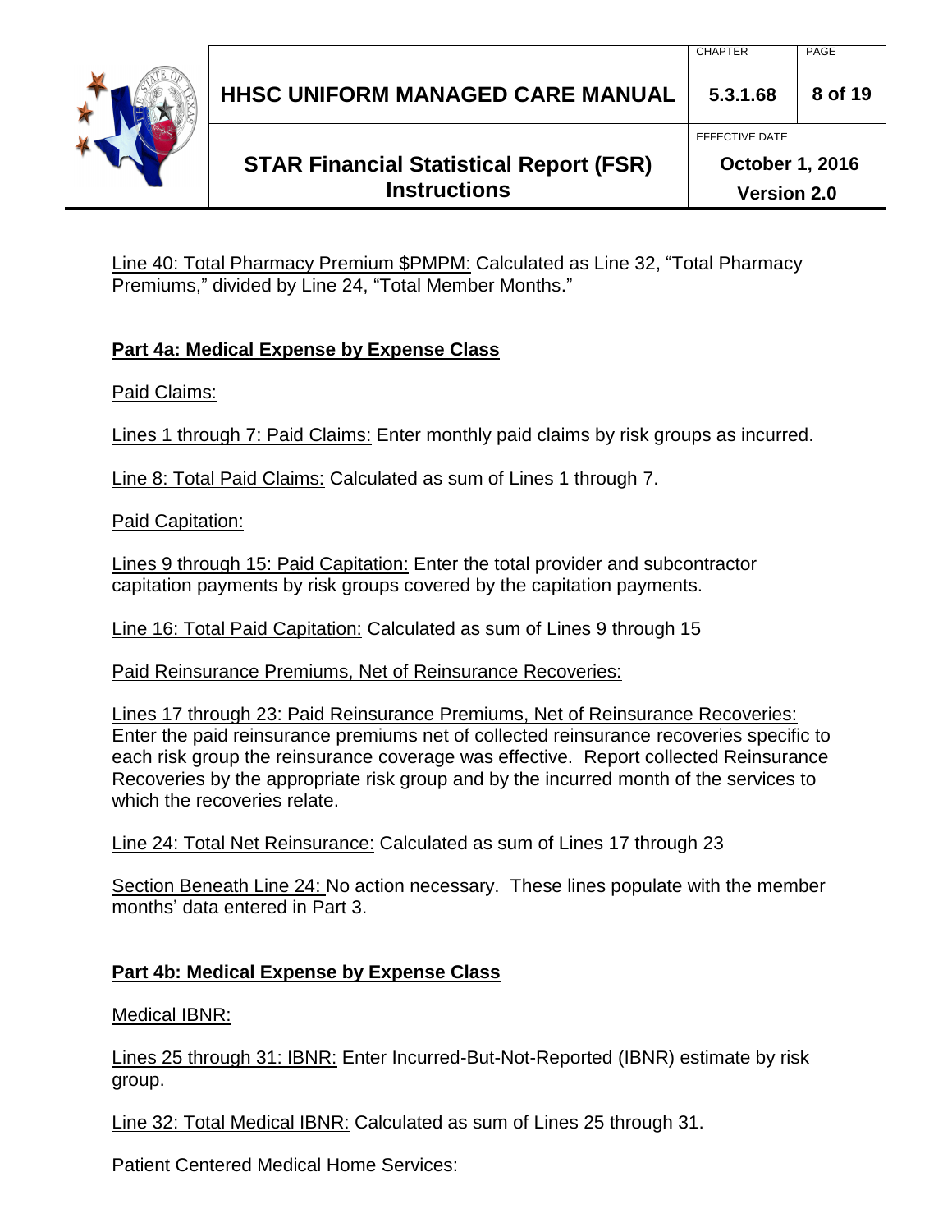<u>Line 40: Total Pharmacy Premium $PMPM:</u> Calculated as Line 32, "Total Pharmacy Premiums," divided by Line 24, "Total Member Months."

## <u>Part 4a: Medical Expense by Expense Class</u>

<u>Paid Claims:</u>

<u>Lines 1 through 7: Paid Claims:</u> Enter monthly paid claims by risk groups as incurred.

<u>Line 8: Total Paid Claims:</u> Calculated as sum of Lines 1 through 7.

<u>Paid Capitation:</u>

<u>Lines 9 through 15: Paid Capitation:</u> Enter the total provider and subcontractor capitation payments by risk groups covered by the capitation payments.

<u>Line 16: Total Paid Capitation:</u> Calculated as sum of Lines 9 through 15

<u>Paid Reinsurance Premiums, Net of Reinsurance Recoveries:</u>

<u>Lines 17 through 23: Paid Reinsurance Premiums, Net of Reinsurance Recoveries:</u> Enter the paid reinsurance premiums net of collected reinsurance recoveries specific to each risk group the reinsurance coverage was effective. Report collected Reinsurance Recoveries by the appropriate risk group and by the incurred month of the services to which the recoveries relate.

<u>Line 24: Total Net Reinsurance:</u> Calculated as sum of Lines 17 through 23

<u>Section Beneath Line 24:</u> No action necessary. These lines populate with the member months' data entered in Part 3.

## <u>Part 4b: Medical Expense by Expense Class</u>

<u>Medical IBNR:</u>

<u>Lines 25 through 31: IBNR:</u> Enter Incurred-But-Not-Reported (IBNR) estimate by risk group.

<u>Line 32: Total Medical IBNR:</u> Calculated as sum of Lines 25 through 31.

Patient Centered Medical Home Services: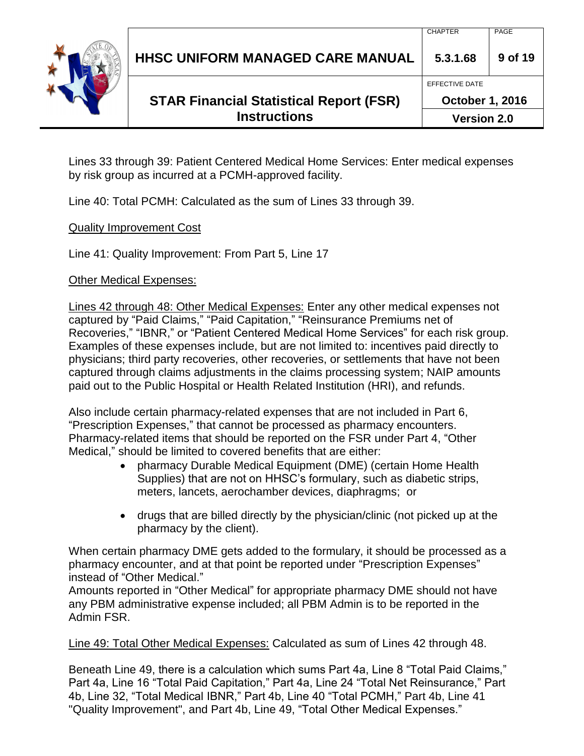Lines 33 through 39: Patient Centered Medical Home Services: Enter medical expenses by risk group as incurred at a PCMH-approved facility.

Line 40: Total PCMH: Calculated as the sum of Lines 33 through 39.

Quality Improvement Cost

Line 41: Quality Improvement: From Part 5, Line 17

Other Medical Expenses:

Lines 42 through 48: Other Medical Expenses: Enter any other medical expenses not captured by "Paid Claims," "Paid Capitation," "Reinsurance Premiums net of Recoveries," "IBNR," or "Patient Centered Medical Home Services" for each risk group. Examples of these expenses include, but are not limited to: incentives paid directly to physicians; third party recoveries, other recoveries, or settlements that have not been captured through claims adjustments in the claims processing system; NAIP amounts paid out to the Public Hospital or Health Related Institution (HRI), and refunds.

Also include certain pharmacy-related expenses that are not included in Part 6, "Prescription Expenses," that cannot be processed as pharmacy encounters. Pharmacy-related items that should be reported on the FSR under Part 4, "Other Medical," should be limited to covered benefits that are either:

- pharmacy Durable Medical Equipment (DME) (certain Home Health Supplies) that are not on HHSC's formulary, such as diabetic strips, meters, lancets, aerochamber devices, diaphragms; or

- drugs that are billed directly by the physician/clinic (not picked up at the pharmacy by the client).

When certain pharmacy DME gets added to the formulary, it should be processed as a pharmacy encounter, and at that point be reported under "Prescription Expenses" instead of "Other Medical."
Amounts reported in "Other Medical" for appropriate pharmacy DME should not have any PBM administrative expense included; all PBM Admin is to be reported in the Admin FSR.

Line 49: Total Other Medical Expenses: Calculated as sum of Lines 42 through 48.

Beneath Line 49, there is a calculation which sums Part 4a, Line 8 "Total Paid Claims," Part 4a, Line 16 "Total Paid Capitation," Part 4a, Line 24 "Total Net Reinsurance," Part 4b, Line 32, "Total Medical IBNR," Part 4b, Line 40 "Total PCMH," Part 4b, Line 41 "Quality Improvement", and Part 4b, Line 49, "Total Other Medical Expenses."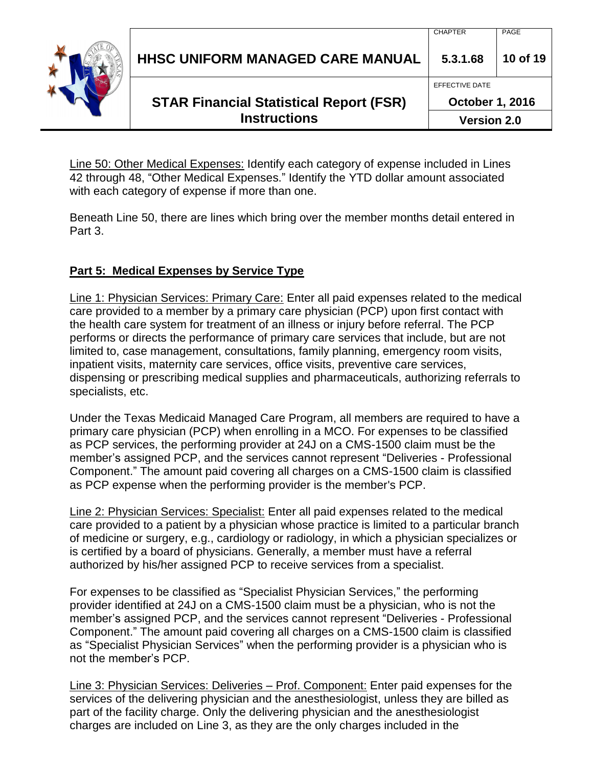Line 50: Other Medical Expenses: Identify each category of expense included in Lines 42 through 48, "Other Medical Expenses." Identify the YTD dollar amount associated with each category of expense if more than one.

Beneath Line 50, there are lines which bring over the member months detail entered in Part 3.

## Part 5: Medical Expenses by Service Type

Line 1: Physician Services: Primary Care: Enter all paid expenses related to the medical care provided to a member by a primary care physician (PCP) upon first contact with the health care system for treatment of an illness or injury before referral. The PCP performs or directs the performance of primary care services that include, but are not limited to, case management, consultations, family planning, emergency room visits, inpatient visits, maternity care services, office visits, preventive care services, dispensing or prescribing medical supplies and pharmaceuticals, authorizing referrals to specialists, etc.

Under the Texas Medicaid Managed Care Program, all members are required to have a primary care physician (PCP) when enrolling in a MCO. For expenses to be classified as PCP services, the performing provider at 24J on a CMS-1500 claim must be the member's assigned PCP, and the services cannot represent "Deliveries - Professional Component." The amount paid covering all charges on a CMS-1500 claim is classified as PCP expense when the performing provider is the member's PCP.

Line 2: Physician Services: Specialist: Enter all paid expenses related to the medical care provided to a patient by a physician whose practice is limited to a particular branch of medicine or surgery, e.g., cardiology or radiology, in which a physician specializes or is certified by a board of physicians. Generally, a member must have a referral authorized by his/her assigned PCP to receive services from a specialist.

For expenses to be classified as "Specialist Physician Services," the performing provider identified at 24J on a CMS-1500 claim must be a physician, who is not the member's assigned PCP, and the services cannot represent "Deliveries - Professional Component." The amount paid covering all charges on a CMS-1500 claim is classified as "Specialist Physician Services" when the performing provider is a physician who is not the member's PCP.

Line 3: Physician Services: Deliveries – Prof. Component: Enter paid expenses for the services of the delivering physician and the anesthesiologist, unless they are billed as part of the facility charge. Only the delivering physician and the anesthesiologist charges are included on Line 3, as they are the only charges included in the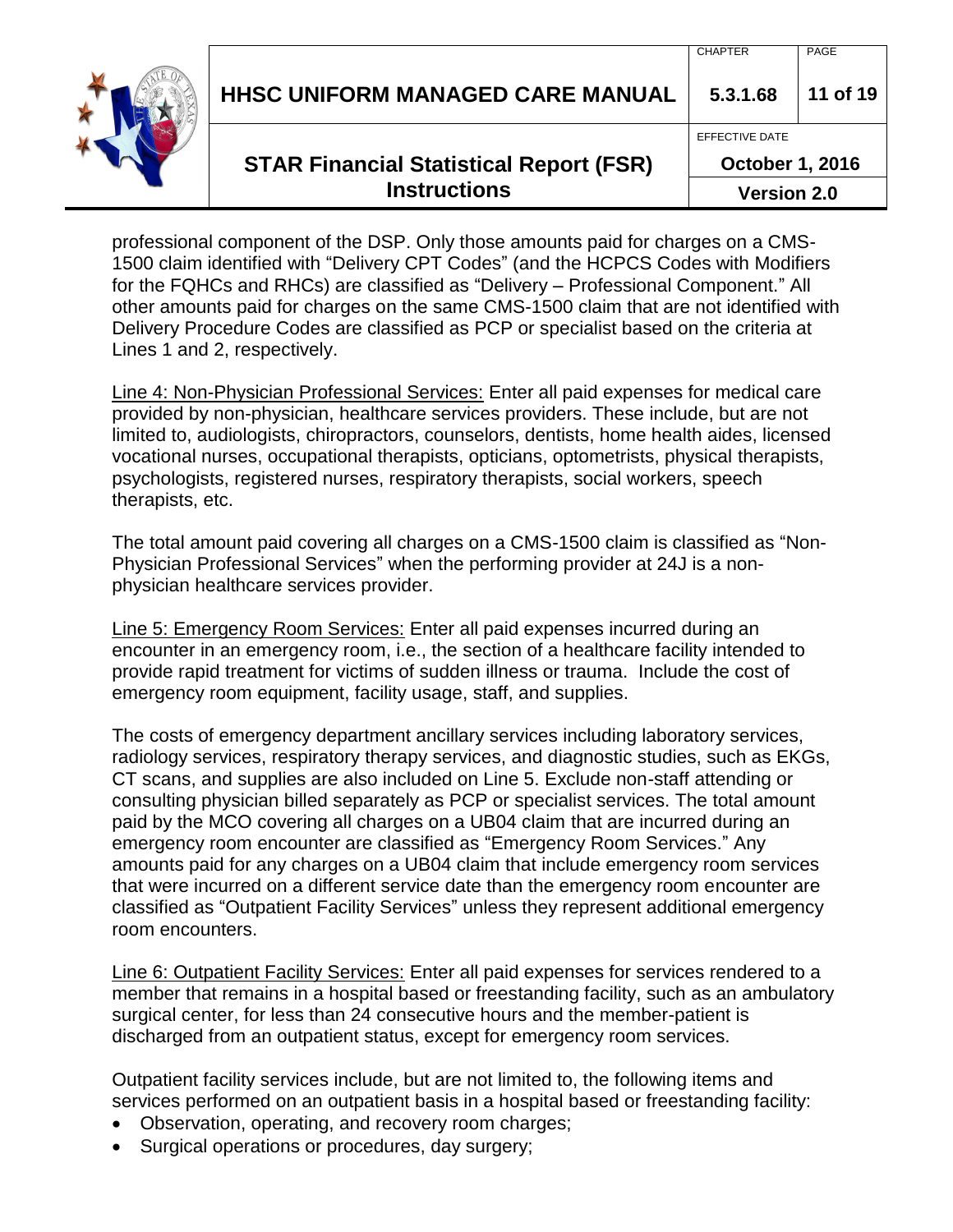professional component of the DSP. Only those amounts paid for charges on a CMS-1500 claim identified with “Delivery CPT Codes” (and the HCPCS Codes with Modifiers for the FQHCs and RHCs) are classified as “Delivery – Professional Component.” All other amounts paid for charges on the same CMS-1500 claim that are not identified with Delivery Procedure Codes are classified as PCP or specialist based on the criteria at Lines 1 and 2, respectively.

<u>Line 4: Non-Physician Professional Services:</u> Enter all paid expenses for medical care provided by non-physician, healthcare services providers. These include, but are not limited to, audiologists, chiropractors, counselors, dentists, home health aides, licensed vocational nurses, occupational therapists, opticians, optometrists, physical therapists, psychologists, registered nurses, respiratory therapists, social workers, speech therapists, etc.

The total amount paid covering all charges on a CMS-1500 claim is classified as “Non-Physician Professional Services” when the performing provider at 24J is a non-physician healthcare services provider.

<u>Line 5: Emergency Room Services:</u> Enter all paid expenses incurred during an encounter in an emergency room, i.e., the section of a healthcare facility intended to provide rapid treatment for victims of sudden illness or trauma. Include the cost of emergency room equipment, facility usage, staff, and supplies.

The costs of emergency department ancillary services including laboratory services, radiology services, respiratory therapy services, and diagnostic studies, such as EKGs, CT scans, and supplies are also included on Line 5. Exclude non-staff attending or consulting physician billed separately as PCP or specialist services. The total amount paid by the MCO covering all charges on a UB04 claim that are incurred during an emergency room encounter are classified as “Emergency Room Services.” Any amounts paid for any charges on a UB04 claim that include emergency room services that were incurred on a different service date than the emergency room encounter are classified as “Outpatient Facility Services” unless they represent additional emergency room encounters.

<u>Line 6: Outpatient Facility Services:</u> Enter all paid expenses for services rendered to a member that remains in a hospital based or freestanding facility, such as an ambulatory surgical center, for less than 24 consecutive hours and the member-patient is discharged from an outpatient status, except for emergency room services.

Outpatient facility services include, but are not limited to, the following items and services performed on an outpatient basis in a hospital based or freestanding facility:

- Observation, operating, and recovery room charges;
- Surgical operations or procedures, day surgery;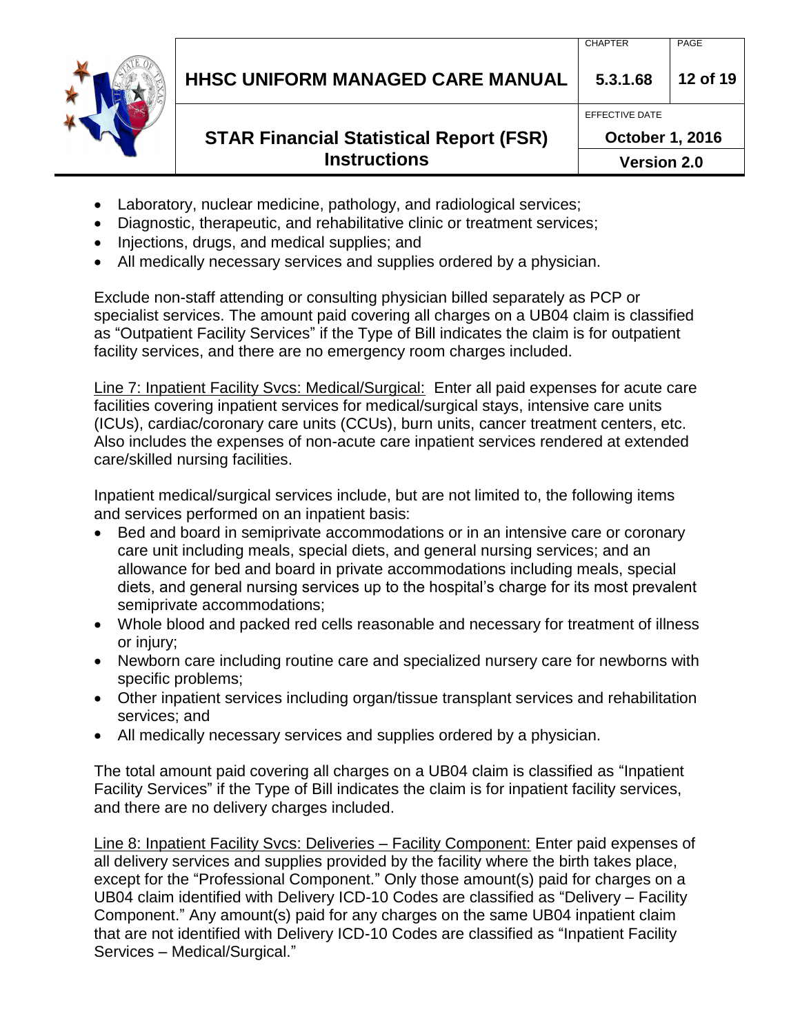- Laboratory, nuclear medicine, pathology, and radiological services;
- Diagnostic, therapeutic, and rehabilitative clinic or treatment services;
- Injections, drugs, and medical supplies; and
- All medically necessary services and supplies ordered by a physician.

Exclude non-staff attending or consulting physician billed separately as PCP or specialist services. The amount paid covering all charges on a UB04 claim is classified as "Outpatient Facility Services" if the Type of Bill indicates the claim is for outpatient facility services, and there are no emergency room charges included.

Line 7: Inpatient Facility Svcs: Medical/Surgical: Enter all paid expenses for acute care facilities covering inpatient services for medical/surgical stays, intensive care units (ICUs), cardiac/coronary care units (CCUs), burn units, cancer treatment centers, etc. Also includes the expenses of non-acute care inpatient services rendered at extended care/skilled nursing facilities.

Inpatient medical/surgical services include, but are not limited to, the following items and services performed on an inpatient basis:

- Bed and board in semiprivate accommodations or in an intensive care or coronary care unit including meals, special diets, and general nursing services; and an allowance for bed and board in private accommodations including meals, special diets, and general nursing services up to the hospital's charge for its most prevalent semiprivate accommodations;
- Whole blood and packed red cells reasonable and necessary for treatment of illness or injury;
- Newborn care including routine care and specialized nursery care for newborns with specific problems;
- Other inpatient services including organ/tissue transplant services and rehabilitation services; and
- All medically necessary services and supplies ordered by a physician.

The total amount paid covering all charges on a UB04 claim is classified as "Inpatient Facility Services" if the Type of Bill indicates the claim is for inpatient facility services, and there are no delivery charges included.

Line 8: Inpatient Facility Svcs: Deliveries – Facility Component: Enter paid expenses of all delivery services and supplies provided by the facility where the birth takes place, except for the "Professional Component." Only those amount(s) paid for charges on a UB04 claim identified with Delivery ICD-10 Codes are classified as "Delivery – Facility Component." Any amount(s) paid for any charges on the same UB04 inpatient claim that are not identified with Delivery ICD-10 Codes are classified as "Inpatient Facility Services – Medical/Surgical."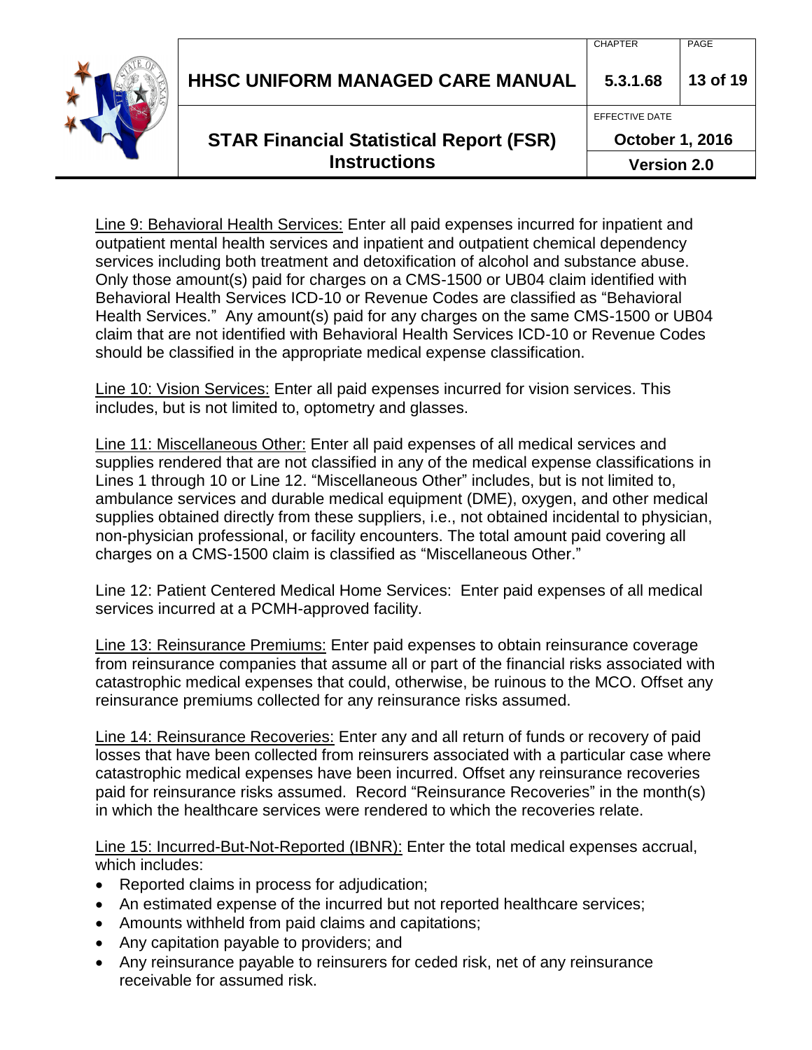Line 9: Behavioral Health Services: Enter all paid expenses incurred for inpatient and outpatient mental health services and inpatient and outpatient chemical dependency services including both treatment and detoxification of alcohol and substance abuse. Only those amount(s) paid for charges on a CMS-1500 or UB04 claim identified with Behavioral Health Services ICD-10 or Revenue Codes are classified as "Behavioral Health Services." Any amount(s) paid for any charges on the same CMS-1500 or UB04 claim that are not identified with Behavioral Health Services ICD-10 or Revenue Codes should be classified in the appropriate medical expense classification.

Line 10: Vision Services: Enter all paid expenses incurred for vision services. This includes, but is not limited to, optometry and glasses.

Line 11: Miscellaneous Other: Enter all paid expenses of all medical services and supplies rendered that are not classified in any of the medical expense classifications in Lines 1 through 10 or Line 12. "Miscellaneous Other" includes, but is not limited to, ambulance services and durable medical equipment (DME), oxygen, and other medical supplies obtained directly from these suppliers, i.e., not obtained incidental to physician, non-physician professional, or facility encounters. The total amount paid covering all charges on a CMS-1500 claim is classified as "Miscellaneous Other."

Line 12: Patient Centered Medical Home Services: Enter paid expenses of all medical services incurred at a PCMH-approved facility.

Line 13: Reinsurance Premiums: Enter paid expenses to obtain reinsurance coverage from reinsurance companies that assume all or part of the financial risks associated with catastrophic medical expenses that could, otherwise, be ruinous to the MCO. Offset any reinsurance premiums collected for any reinsurance risks assumed.

Line 14: Reinsurance Recoveries: Enter any and all return of funds or recovery of paid losses that have been collected from reinsurers associated with a particular case where catastrophic medical expenses have been incurred. Offset any reinsurance recoveries paid for reinsurance risks assumed. Record "Reinsurance Recoveries" in the month(s) in which the healthcare services were rendered to which the recoveries relate.

Line 15: Incurred-But-Not-Reported (IBNR): Enter the total medical expenses accrual, which includes:

- Reported claims in process for adjudication;
- An estimated expense of the incurred but not reported healthcare services;
- Amounts withheld from paid claims and capitations;
- Any capitation payable to providers; and
- Any reinsurance payable to reinsurers for ceded risk, net of any reinsurance receivable for assumed risk.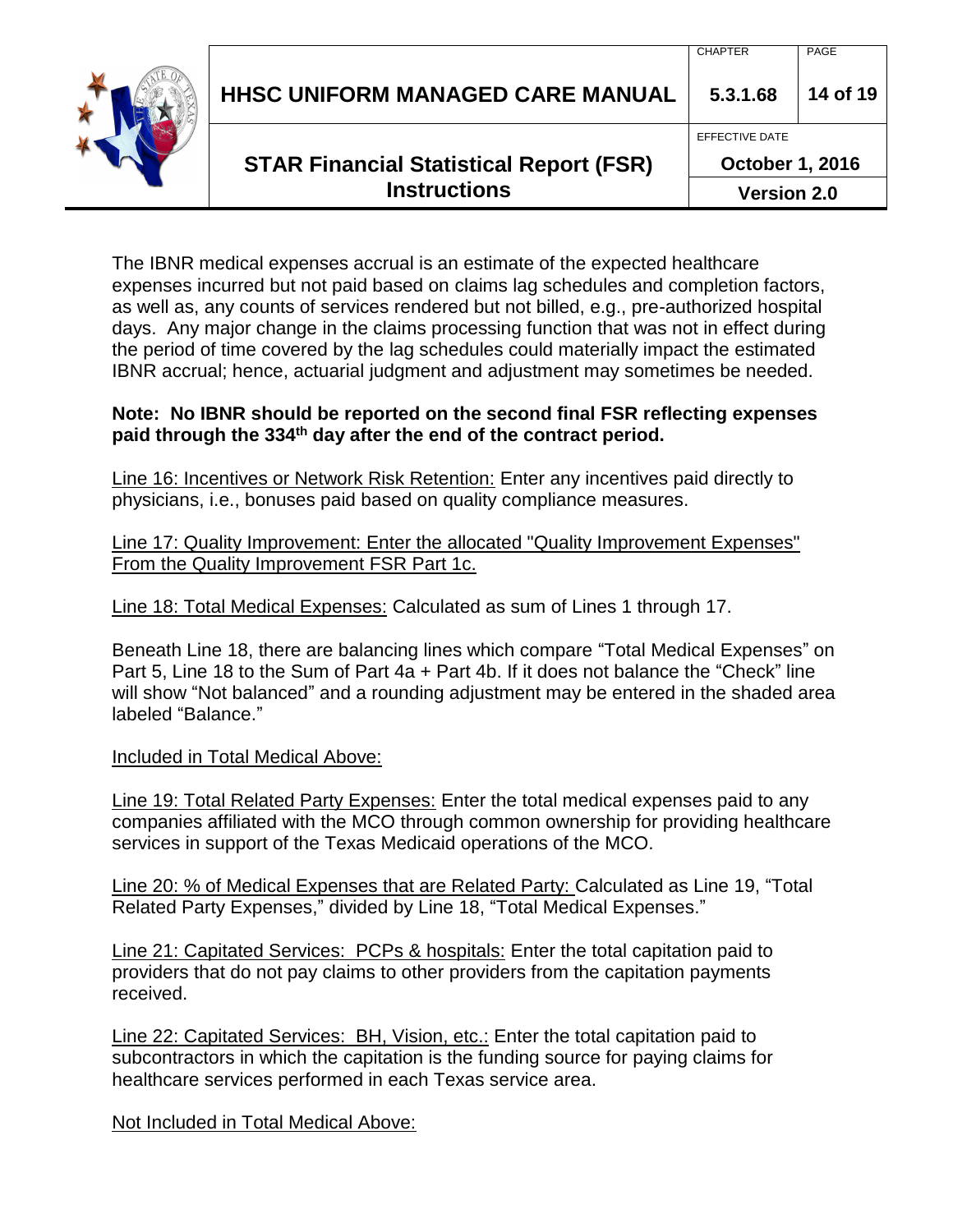The IBNR medical expenses accrual is an estimate of the expected healthcare expenses incurred but not paid based on claims lag schedules and completion factors, as well as, any counts of services rendered but not billed, e.g., pre-authorized hospital days. Any major change in the claims processing function that was not in effect during the period of time covered by the lag schedules could materially impact the estimated IBNR accrual; hence, actuarial judgment and adjustment may sometimes be needed.

**Note: No IBNR should be reported on the second final FSR reflecting expenses paid through the 334th day after the end of the contract period.**

<u>Line 16: Incentives or Network Risk Retention:</u> Enter any incentives paid directly to physicians, i.e., bonuses paid based on quality compliance measures.

<u>Line 17: Quality Improvement: Enter the allocated "Quality Improvement Expenses" From the Quality Improvement FSR Part 1c.</u>

<u>Line 18: Total Medical Expenses:</u> Calculated as sum of Lines 1 through 17.

Beneath Line 18, there are balancing lines which compare "Total Medical Expenses" on Part 5, Line 18 to the Sum of Part 4a + Part 4b. If it does not balance the "Check" line will show "Not balanced" and a rounding adjustment may be entered in the shaded area labeled "Balance."

<u>Included in Total Medical Above:</u>

<u>Line 19: Total Related Party Expenses:</u> Enter the total medical expenses paid to any companies affiliated with the MCO through common ownership for providing healthcare services in support of the Texas Medicaid operations of the MCO.

<u>Line 20: % of Medical Expenses that are Related Party:</u> Calculated as Line 19, "Total Related Party Expenses," divided by Line 18, "Total Medical Expenses."

<u>Line 21: Capitated Services: PCPs & hospitals:</u> Enter the total capitation paid to providers that do not pay claims to other providers from the capitation payments received.

<u>Line 22: Capitated Services: BH, Vision, etc.:</u> Enter the total capitation paid to subcontractors in which the capitation is the funding source for paying claims for healthcare services performed in each Texas service area.

<u>Not Included in Total Medical Above:</u>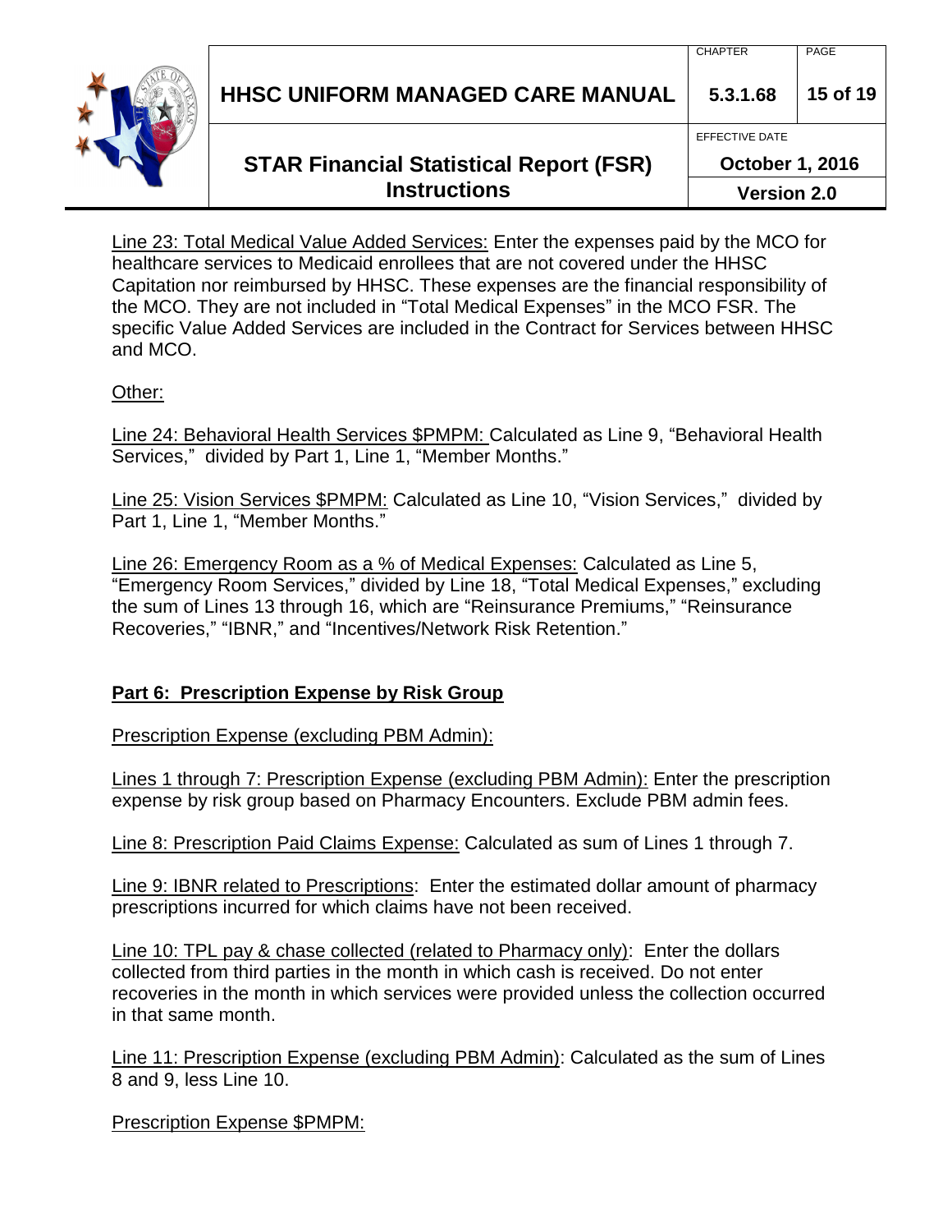Line 23: Total Medical Value Added Services: Enter the expenses paid by the MCO for healthcare services to Medicaid enrollees that are not covered under the HHSC Capitation nor reimbursed by HHSC. These expenses are the financial responsibility of the MCO. They are not included in "Total Medical Expenses" in the MCO FSR. The specific Value Added Services are included in the Contract for Services between HHSC and MCO.

Other:

Line 24: Behavioral Health Services $PMPM: Calculated as Line 9, "Behavioral Health Services," divided by Part 1, Line 1, "Member Months."

Line 25: Vision Services $PMPM: Calculated as Line 10, "Vision Services," divided by Part 1, Line 1, "Member Months."

Line 26: Emergency Room as a % of Medical Expenses: Calculated as Line 5, "Emergency Room Services," divided by Line 18, "Total Medical Expenses," excluding the sum of Lines 13 through 16, which are "Reinsurance Premiums," "Reinsurance Recoveries," "IBNR," and "Incentives/Network Risk Retention."

## Part 6: Prescription Expense by Risk Group

Prescription Expense (excluding PBM Admin):

Lines 1 through 7: Prescription Expense (excluding PBM Admin): Enter the prescription expense by risk group based on Pharmacy Encounters. Exclude PBM admin fees.

Line 8: Prescription Paid Claims Expense: Calculated as sum of Lines 1 through 7.

Line 9: IBNR related to Prescriptions: Enter the estimated dollar amount of pharmacy prescriptions incurred for which claims have not been received.

Line 10: TPL pay & chase collected (related to Pharmacy only): Enter the dollars collected from third parties in the month in which cash is received. Do not enter recoveries in the month in which services were provided unless the collection occurred in that same month.

Line 11: Prescription Expense (excluding PBM Admin): Calculated as the sum of Lines 8 and 9, less Line 10.

Prescription Expense $PMPM: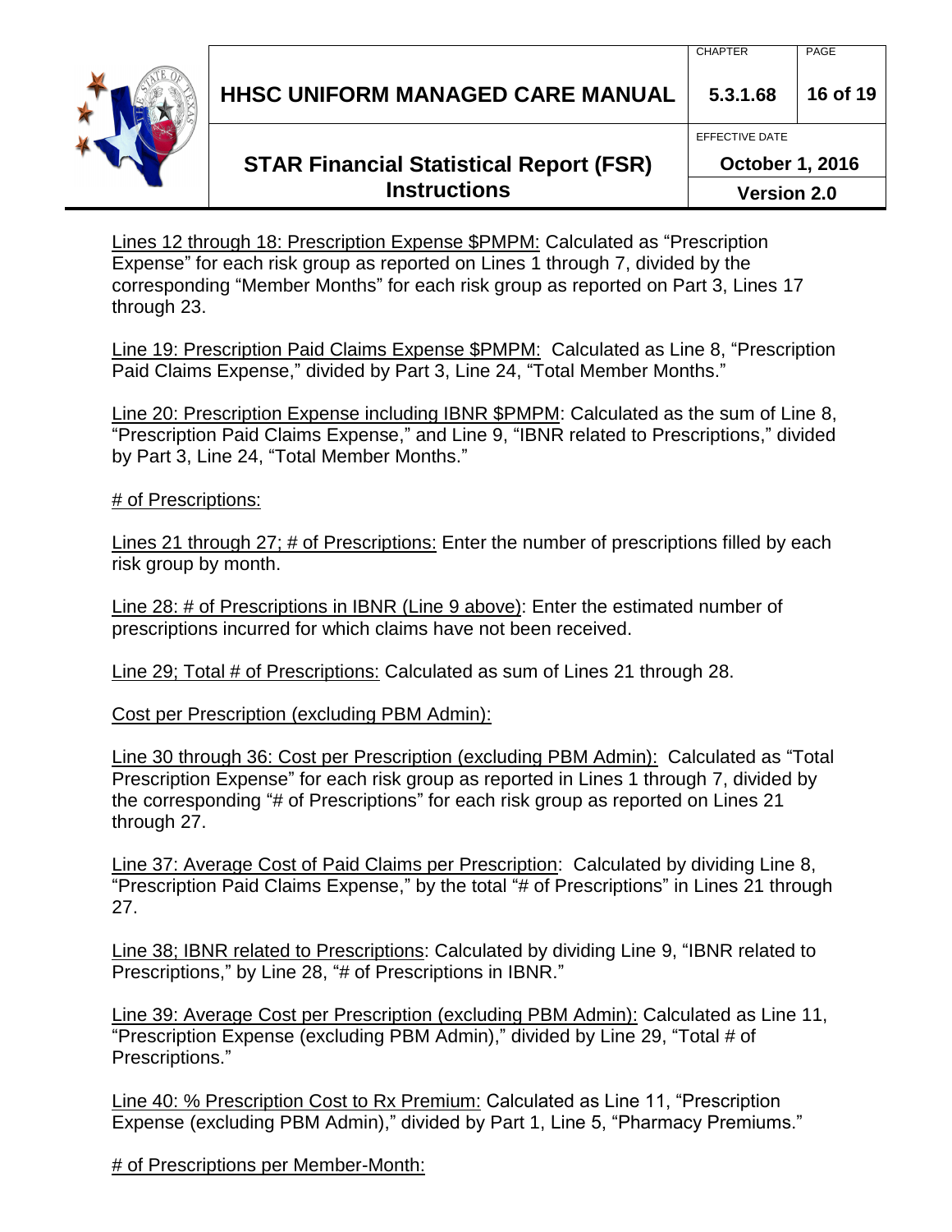Lines 12 through 18: Prescription Expense $PMPM: Calculated as "Prescription Expense" for each risk group as reported on Lines 1 through 7, divided by the corresponding "Member Months" for each risk group as reported on Part 3, Lines 17 through 23.

Line 19: Prescription Paid Claims Expense $PMPM: Calculated as Line 8, "Prescription Paid Claims Expense," divided by Part 3, Line 24, "Total Member Months."

Line 20: Prescription Expense including IBNR $PMPM: Calculated as the sum of Line 8, "Prescription Paid Claims Expense," and Line 9, "IBNR related to Prescriptions," divided by Part 3, Line 24, "Total Member Months."

# of Prescriptions:

Lines 21 through 27; # of Prescriptions: Enter the number of prescriptions filled by each risk group by month.

Line 28: # of Prescriptions in IBNR (Line 9 above): Enter the estimated number of prescriptions incurred for which claims have not been received.

Line 29; Total # of Prescriptions: Calculated as sum of Lines 21 through 28.

Cost per Prescription (excluding PBM Admin):

Line 30 through 36: Cost per Prescription (excluding PBM Admin): Calculated as "Total Prescription Expense" for each risk group as reported in Lines 1 through 7, divided by the corresponding "# of Prescriptions" for each risk group as reported on Lines 21 through 27.

Line 37: Average Cost of Paid Claims per Prescription: Calculated by dividing Line 8, "Prescription Paid Claims Expense," by the total "# of Prescriptions" in Lines 21 through 27.

Line 38; IBNR related to Prescriptions: Calculated by dividing Line 9, "IBNR related to Prescriptions," by Line 28, "# of Prescriptions in IBNR."

Line 39: Average Cost per Prescription (excluding PBM Admin): Calculated as Line 11, "Prescription Expense (excluding PBM Admin)," divided by Line 29, "Total # of Prescriptions."

Line 40: % Prescription Cost to Rx Premium: Calculated as Line 11, "Prescription Expense (excluding PBM Admin)," divided by Part 1, Line 5, "Pharmacy Premiums."

# of Prescriptions per Member-Month: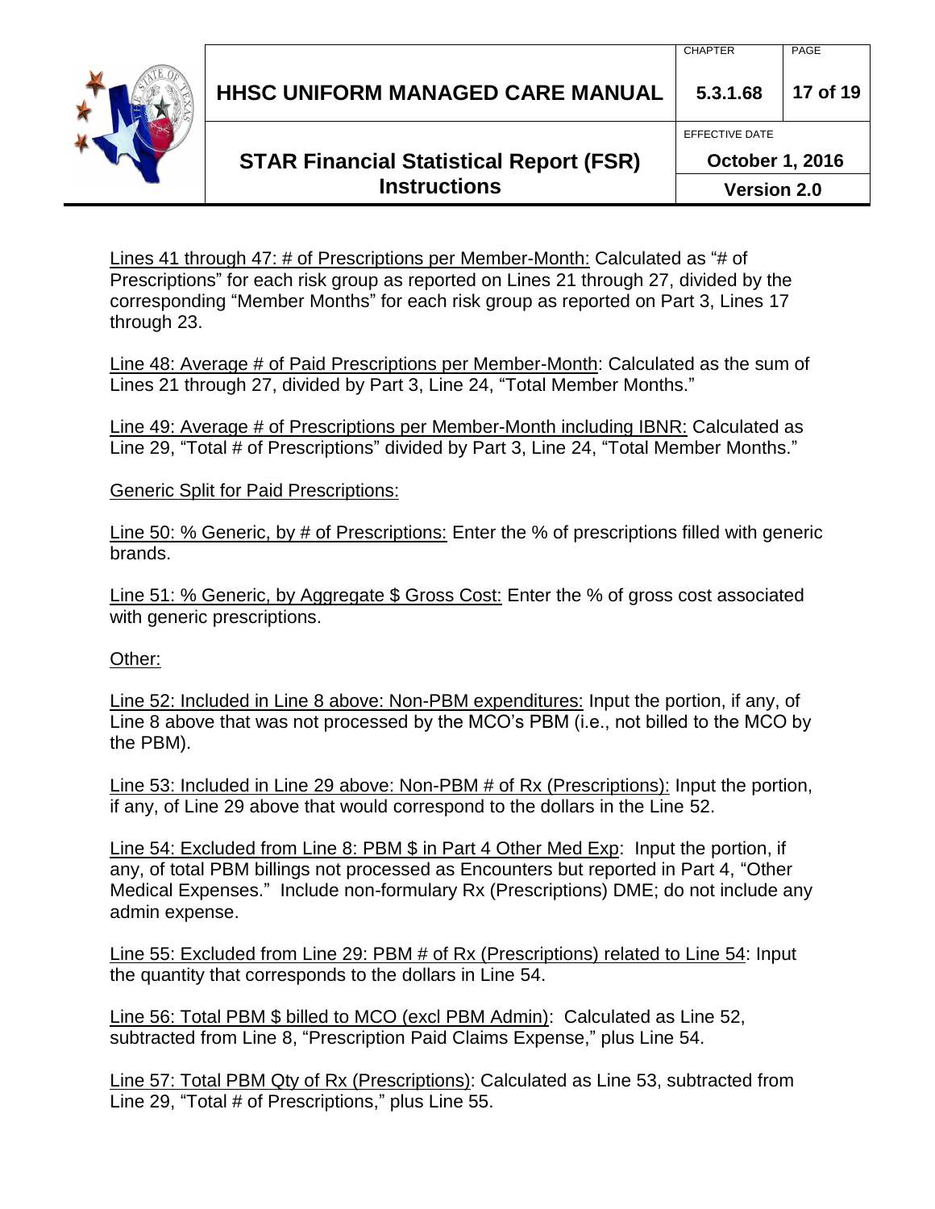Lines 41 through 47: # of Prescriptions per Member-Month: Calculated as "# of Prescriptions" for each risk group as reported on Lines 21 through 27, divided by the corresponding "Member Months" for each risk group as reported on Part 3, Lines 17 through 23.

Line 48: Average # of Paid Prescriptions per Member-Month: Calculated as the sum of Lines 21 through 27, divided by Part 3, Line 24, "Total Member Months."

Line 49: Average # of Prescriptions per Member-Month including IBNR: Calculated as Line 29, "Total # of Prescriptions" divided by Part 3, Line 24, "Total Member Months."

Generic Split for Paid Prescriptions:

Line 50: % Generic, by # of Prescriptions: Enter the % of prescriptions filled with generic brands.

Line 51: % Generic, by Aggregate $ Gross Cost: Enter the % of gross cost associated with generic prescriptions.

Other:

Line 52: Included in Line 8 above: Non-PBM expenditures: Input the portion, if any, of Line 8 above that was not processed by the MCO's PBM (i.e., not billed to the MCO by the PBM).

Line 53: Included in Line 29 above: Non-PBM # of Rx (Prescriptions): Input the portion, if any, of Line 29 above that would correspond to the dollars in the Line 52.

Line 54: Excluded from Line 8: PBM $ in Part 4 Other Med Exp: Input the portion, if any, of total PBM billings not processed as Encounters but reported in Part 4, "Other Medical Expenses." Include non-formulary Rx (Prescriptions) DME; do not include any admin expense.

Line 55: Excluded from Line 29: PBM # of Rx (Prescriptions) related to Line 54: Input the quantity that corresponds to the dollars in Line 54.

Line 56: Total PBM $ billed to MCO (excl PBM Admin): Calculated as Line 52, subtracted from Line 8, "Prescription Paid Claims Expense," plus Line 54.

Line 57: Total PBM Qty of Rx (Prescriptions): Calculated as Line 53, subtracted from Line 29, "Total # of Prescriptions," plus Line 55.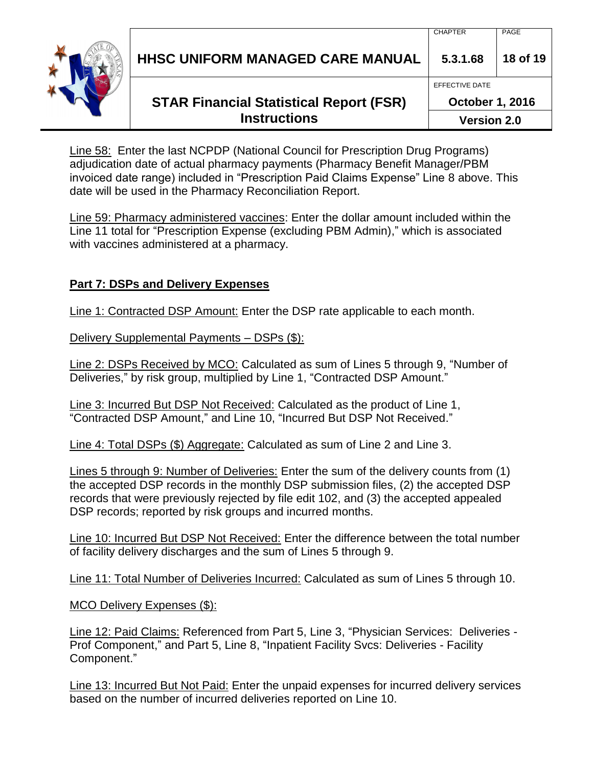Line 58: Enter the last NCPDP (National Council for Prescription Drug Programs) adjudication date of actual pharmacy payments (Pharmacy Benefit Manager/PBM invoiced date range) included in "Prescription Paid Claims Expense" Line 8 above. This date will be used in the Pharmacy Reconciliation Report.

Line 59: Pharmacy administered vaccines: Enter the dollar amount included within the Line 11 total for "Prescription Expense (excluding PBM Admin)," which is associated with vaccines administered at a pharmacy.

## Part 7: DSPs and Delivery Expenses

Line 1: Contracted DSP Amount: Enter the DSP rate applicable to each month.

Delivery Supplemental Payments – DSPs ($):

Line 2: DSPs Received by MCO: Calculated as sum of Lines 5 through 9, "Number of Deliveries," by risk group, multiplied by Line 1, "Contracted DSP Amount."

Line 3: Incurred But DSP Not Received: Calculated as the product of Line 1, "Contracted DSP Amount," and Line 10, "Incurred But DSP Not Received."

Line 4: Total DSPs ($) Aggregate: Calculated as sum of Line 2 and Line 3.

Lines 5 through 9: Number of Deliveries: Enter the sum of the delivery counts from (1) the accepted DSP records in the monthly DSP submission files, (2) the accepted DSP records that were previously rejected by file edit 102, and (3) the accepted appealed DSP records; reported by risk groups and incurred months.

Line 10: Incurred But DSP Not Received: Enter the difference between the total number of facility delivery discharges and the sum of Lines 5 through 9.

Line 11: Total Number of Deliveries Incurred: Calculated as sum of Lines 5 through 10.

MCO Delivery Expenses ($):

Line 12: Paid Claims: Referenced from Part 5, Line 3, "Physician Services: Deliveries - Prof Component," and Part 5, Line 8, "Inpatient Facility Svcs: Deliveries - Facility Component."

Line 13: Incurred But Not Paid: Enter the unpaid expenses for incurred delivery services based on the number of incurred deliveries reported on Line 10.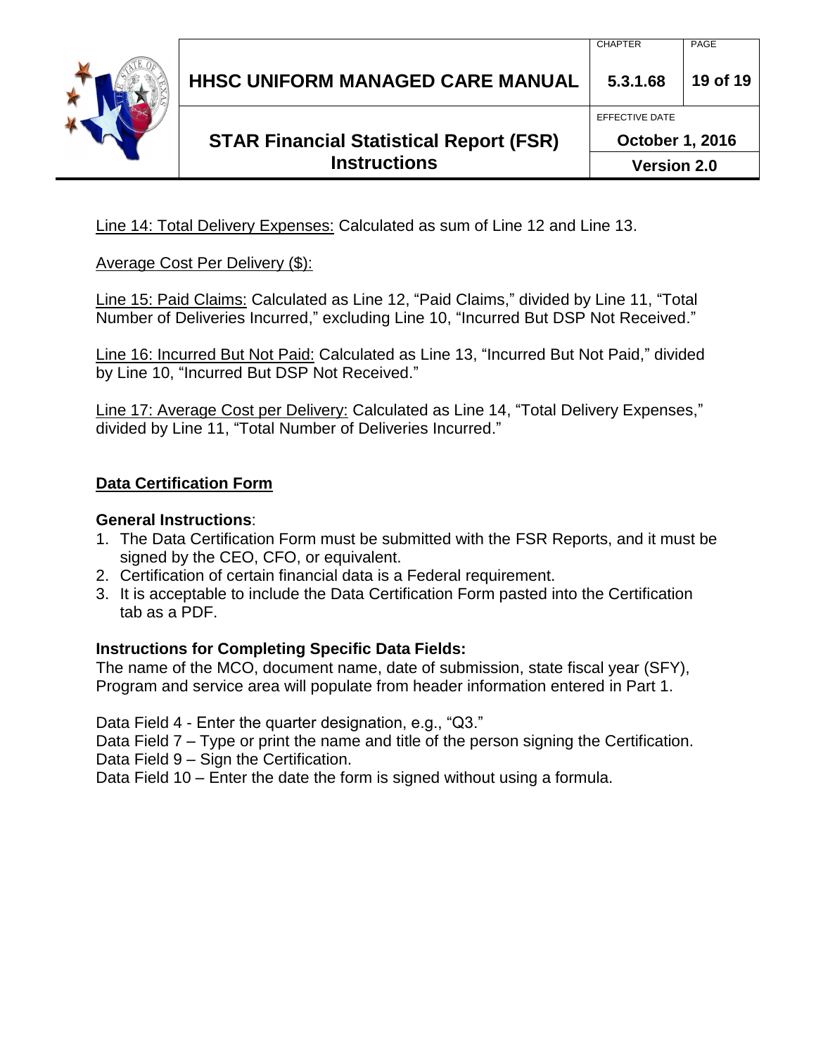<u>Line 14: Total Delivery Expenses:</u> Calculated as sum of Line 12 and Line 13.

<u>Average Cost Per Delivery ($):</u>

<u>Line 15: Paid Claims:</u> Calculated as Line 12, "Paid Claims," divided by Line 11, "Total Number of Deliveries Incurred," excluding Line 10, "Incurred But DSP Not Received."

<u>Line 16: Incurred But Not Paid:</u> Calculated as Line 13, "Incurred But Not Paid," divided by Line 10, "Incurred But DSP Not Received."

<u>Line 17: Average Cost per Delivery:</u> Calculated as Line 14, "Total Delivery Expenses," divided by Line 11, "Total Number of Deliveries Incurred."

## Data Certification Form

**General Instructions**:

1. The Data Certification Form must be submitted with the FSR Reports, and it must be signed by the CEO, CFO, or equivalent.
2. Certification of certain financial data is a Federal requirement.
3. It is acceptable to include the Data Certification Form pasted into the Certification tab as a PDF.

**Instructions for Completing Specific Data Fields:**

The name of the MCO, document name, date of submission, state fiscal year (SFY), Program and service area will populate from header information entered in Part 1.

Data Field 4 - Enter the quarter designation, e.g., "Q3."
Data Field 7 – Type or print the name and title of the person signing the Certification.
Data Field 9 – Sign the Certification.
Data Field 10 – Enter the date the form is signed without using a formula.